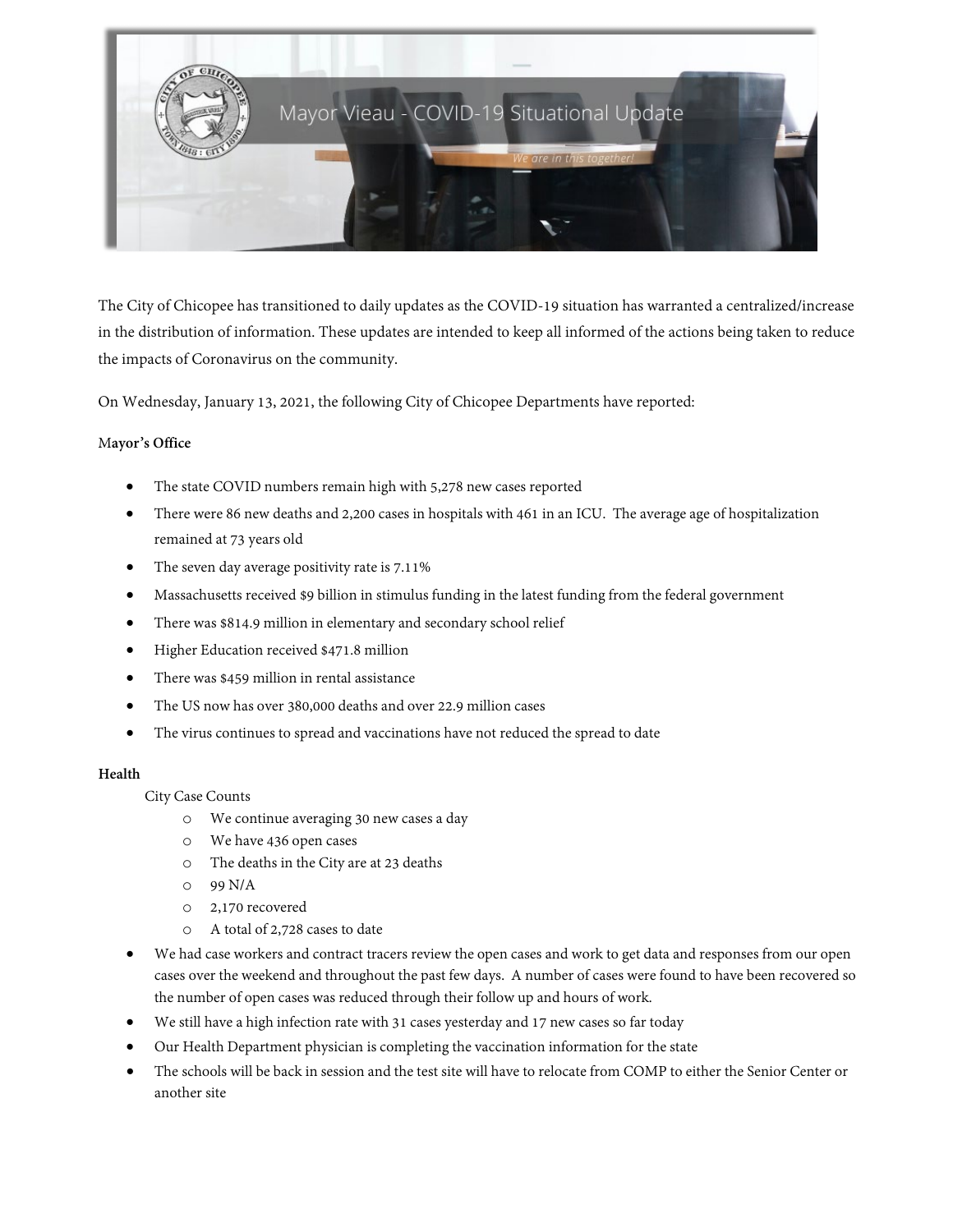# Mayor Vieau - COVID-19 Situational Update

*We are in this together!*

The City of Chicopee has transitioned to daily updates as the COVID-19 situation has warranted a centralized/increase in the distribution of information. These updates are intended to keep all informed of the actions being taken to reduce the impacts of Coronavirus on the community.

On Wednesday, January 13, 2021, the following City of Chicopee Departments have reported:

**Mayor's Office**

- The state COVID numbers remain high with 5,278 new cases reported
- There were 86 new deaths and 2,200 cases in hospitals with 461 in an ICU. The average age of hospitalization remained at 73 years old
- The seven day average positivity rate is 7.11%
- Massachusetts received $9 billion in stimulus funding in the latest funding from the federal government
- There was $814.9 million in elementary and secondary school relief
- Higher Education received $471.8 million
- There was $459 million in rental assistance
- The US now has over 380,000 deaths and over 22.9 million cases
- The virus continues to spread and vaccinations have not reduced the spread to date

**Health**

City Case Counts

- We continue averaging 30 new cases a day
- We have 436 open cases
- The deaths in the City are at 23 deaths
- 99 N/A
- 2,170 recovered
- A total of 2,728 cases to date

- We had case workers and contract tracers review the open cases and work to get data and responses from our open cases over the weekend and throughout the past few days. A number of cases were found to have been recovered so the number of open cases was reduced through their follow up and hours of work.
- We still have a high infection rate with 31 cases yesterday and 17 new cases so far today
- Our Health Department physician is completing the vaccination information for the state
- The schools will be back in session and the test site will have to relocate from COMP to either the Senior Center or another site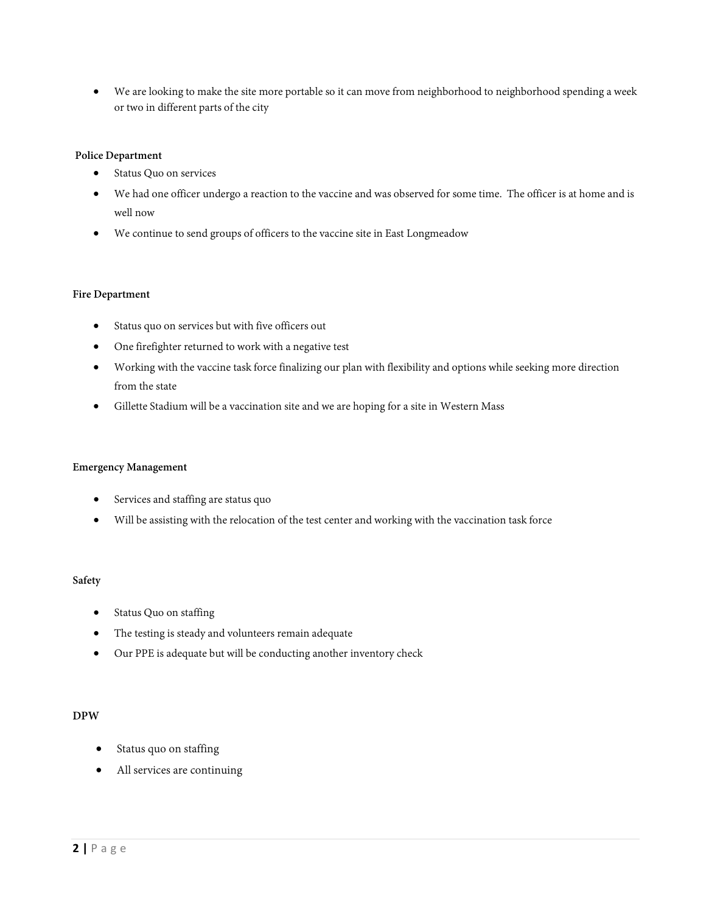- We are looking to make the site more portable so it can move from neighborhood to neighborhood spending a week or two in different parts of the city

**Police Department**

- Status Quo on services
- We had one officer undergo a reaction to the vaccine and was observed for some time. The officer is at home and is well now
- We continue to send groups of officers to the vaccine site in East Longmeadow

**Fire Department**

- Status quo on services but with five officers out
- One firefighter returned to work with a negative test
- Working with the vaccine task force finalizing our plan with flexibility and options while seeking more direction from the state
- Gillette Stadium will be a vaccination site and we are hoping for a site in Western Mass

**Emergency Management**

- Services and staffing are status quo
- Will be assisting with the relocation of the test center and working with the vaccination task force

**Safety**

- Status Quo on staffing
- The testing is steady and volunteers remain adequate
- Our PPE is adequate but will be conducting another inventory check

**DPW**

- Status quo on staffing
- All services are continuing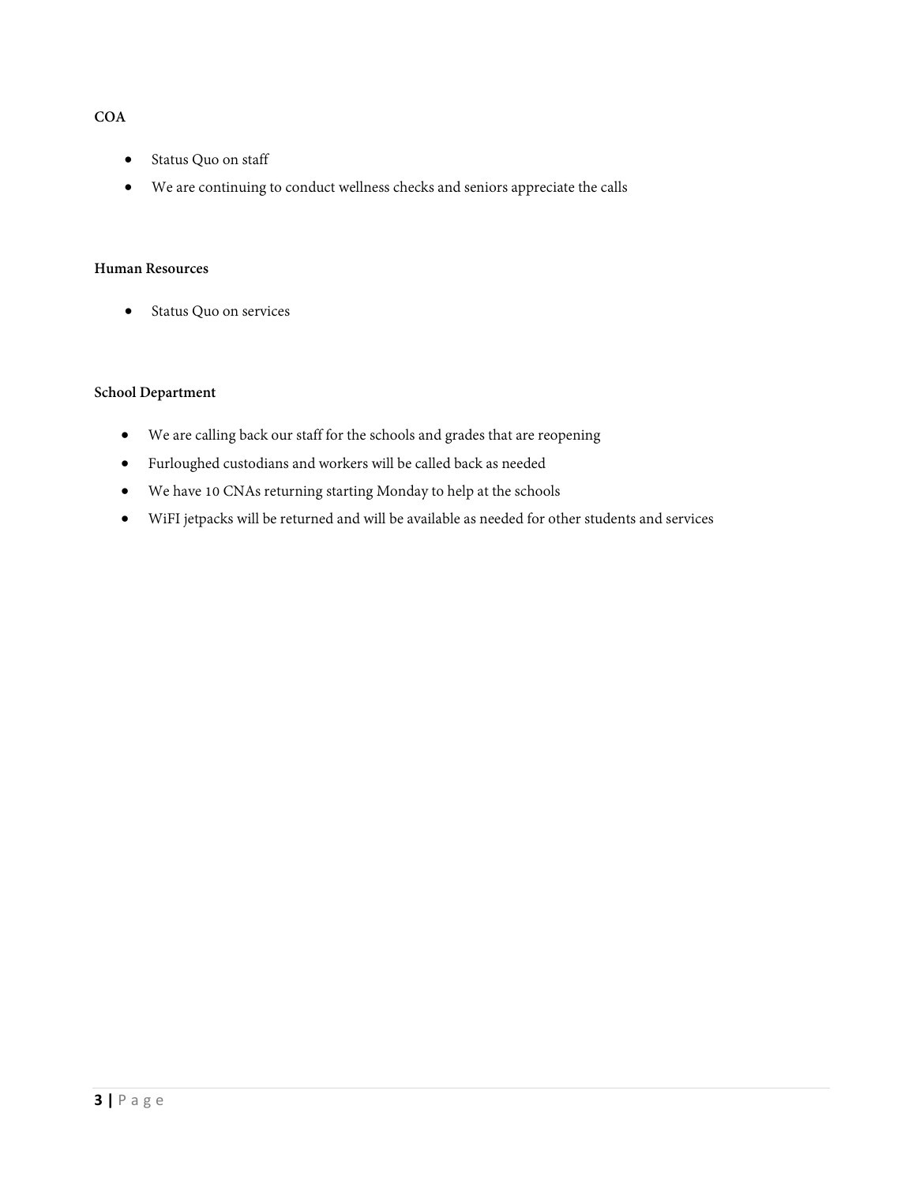**COA**

- Status Quo on staff
- We are continuing to conduct wellness checks and seniors appreciate the calls

**Human Resources**

- Status Quo on services

**School Department**

- We are calling back our staff for the schools and grades that are reopening
- Furloughed custodians and workers will be called back as needed
- We have 10 CNAs returning starting Monday to help at the schools
- WiFI jetpacks will be returned and will be available as needed for other students and services